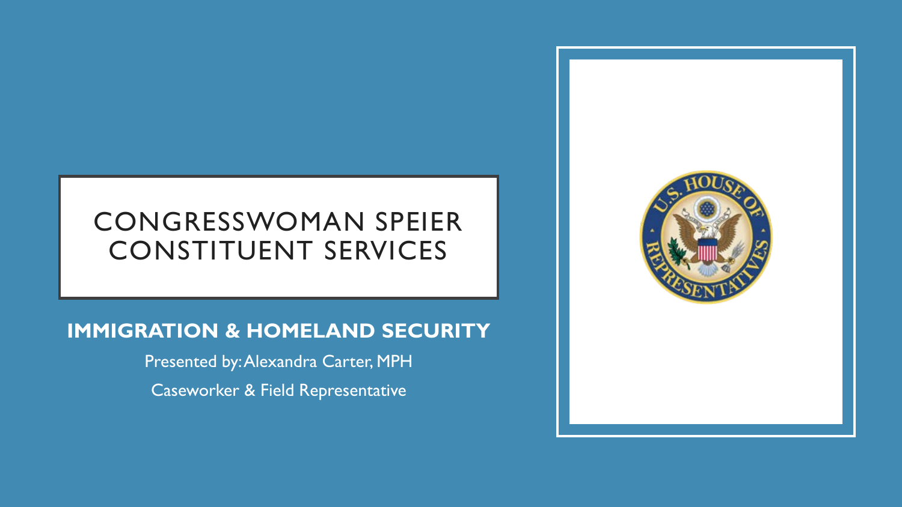# CONGRESSWOMAN SPEIER CONSTITUENT SERVICES

**IMMIGRATION & HOMELAND SECURITY**

Presented by: Alexandra Carter, MPH

Caseworker & Field Representative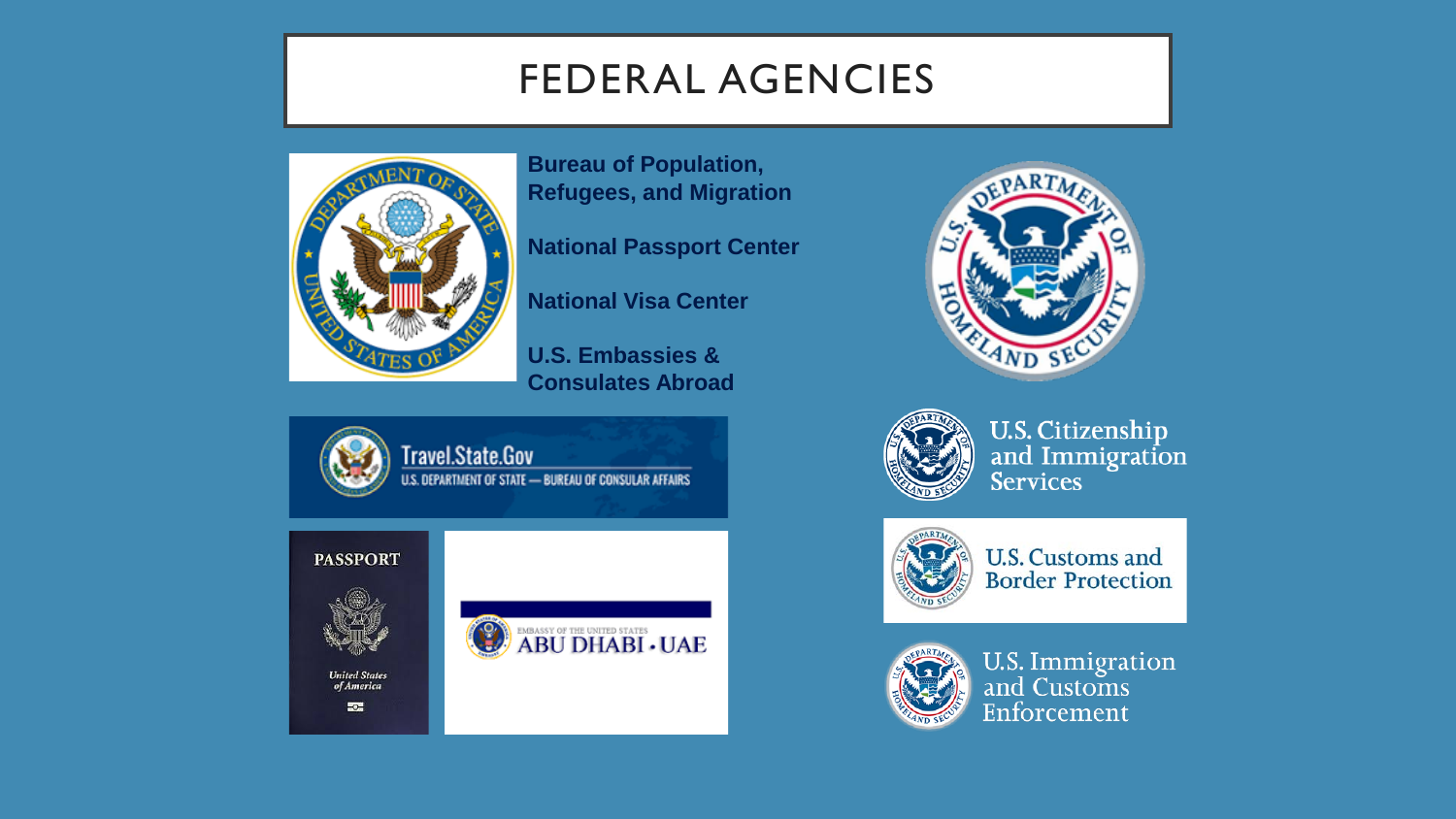# FEDERAL AGENCIES

**Bureau of Population, Refugees, and Migration**

**National Passport Center**

**National Visa Center**

**U.S. Embassies & Consulates Abroad**

Travel.State.Gov
U.S. DEPARTMENT OF STATE — BUREAU OF CONSULAR AFFAIRS

PASSPORT
United States of America

EMBASSY OF THE UNITED STATES
ABU DHABI • UAE

U.S. Citizenship and Immigration Services

U.S. Customs and Border Protection

U.S. Immigration and Customs Enforcement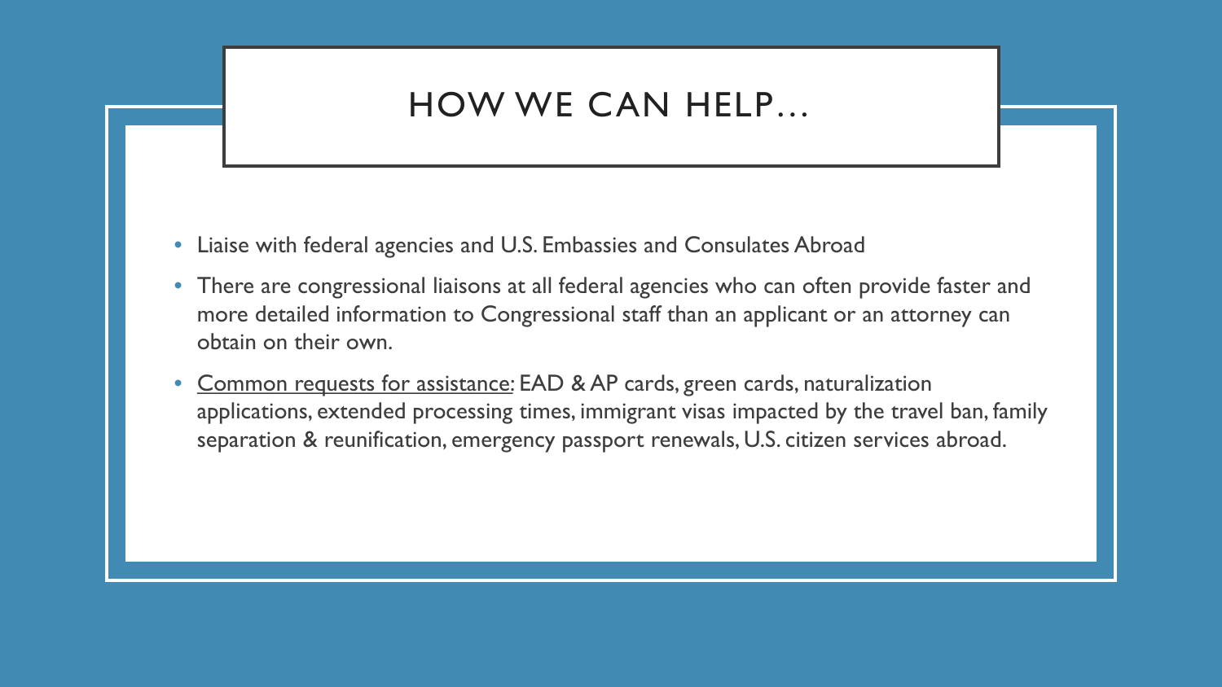# HOW WE CAN HELP…

- Liaise with federal agencies and U.S. Embassies and Consulates Abroad
- There are congressional liaisons at all federal agencies who can often provide faster and more detailed information to Congressional staff than an applicant or an attorney can obtain on their own.
- Common requests for assistance: EAD & AP cards, green cards, naturalization applications, extended processing times, immigrant visas impacted by the travel ban, family separation & reunification, emergency passport renewals, U.S. citizen services abroad.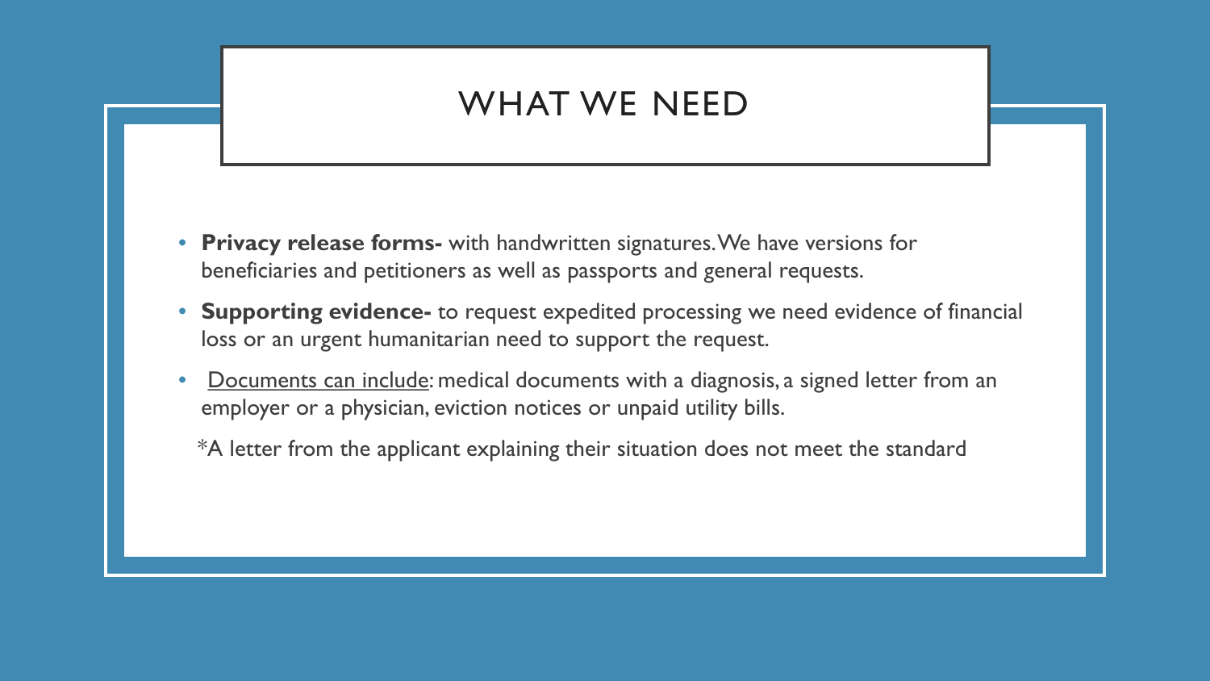# WHAT WE NEED

- **Privacy release forms-** with handwritten signatures. We have versions for beneficiaries and petitioners as well as passports and general requests.
- **Supporting evidence-** to request expedited processing we need evidence of financial loss or an urgent humanitarian need to support the request.
- Documents can include: medical documents with a diagnosis, a signed letter from an employer or a physician, eviction notices or unpaid utility bills.

*A letter from the applicant explaining their situation does not meet the standard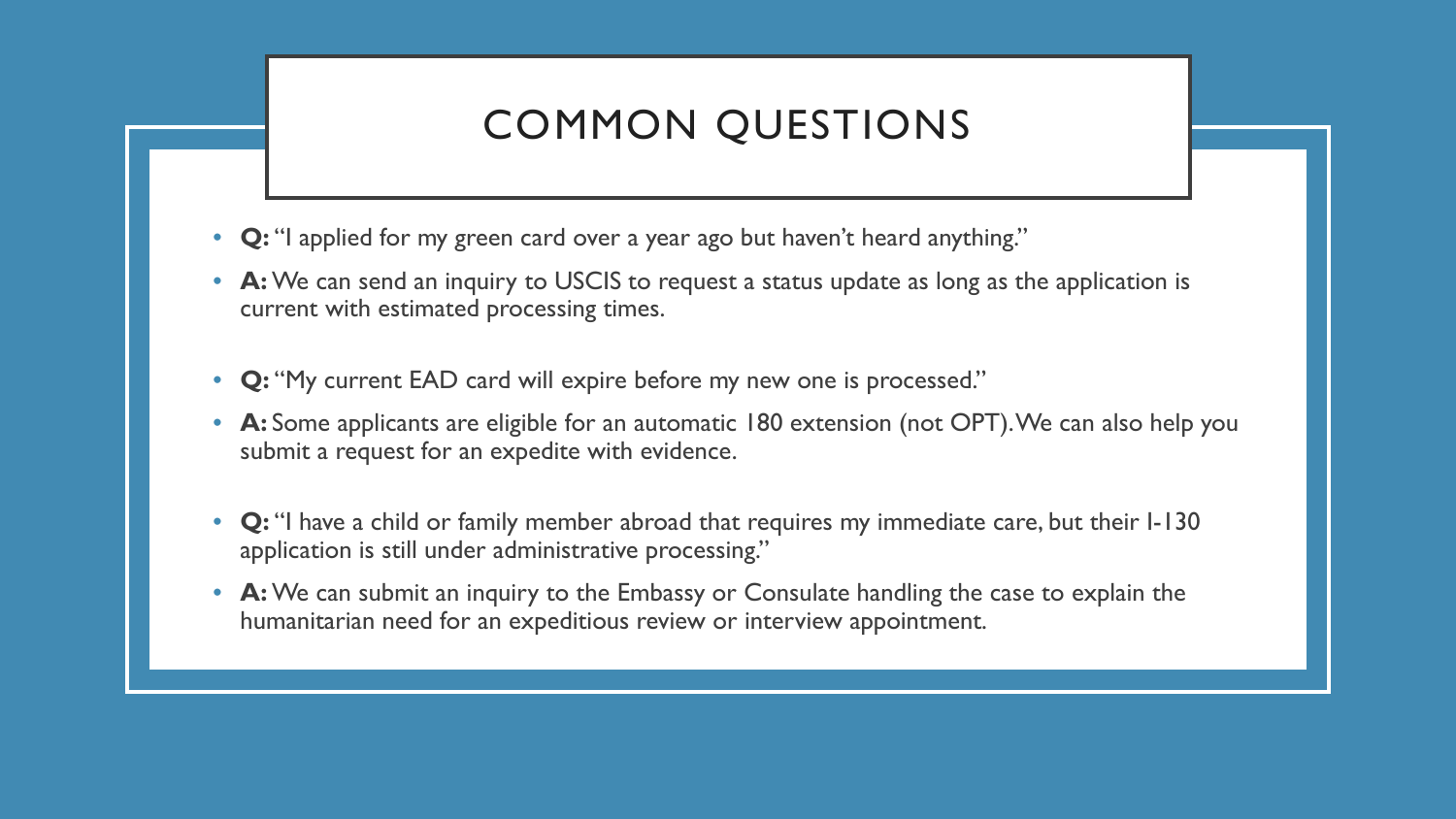# COMMON QUESTIONS

- **Q:** "I applied for my green card over a year ago but haven't heard anything."
- **A:** We can send an inquiry to USCIS to request a status update as long as the application is current with estimated processing times.
- **Q:** "My current EAD card will expire before my new one is processed."
- **A:** Some applicants are eligible for an automatic 180 extension (not OPT). We can also help you submit a request for an expedite with evidence.
- **Q:** "I have a child or family member abroad that requires my immediate care, but their I-130 application is still under administrative processing."
- **A:** We can submit an inquiry to the Embassy or Consulate handling the case to explain the humanitarian need for an expeditious review or interview appointment.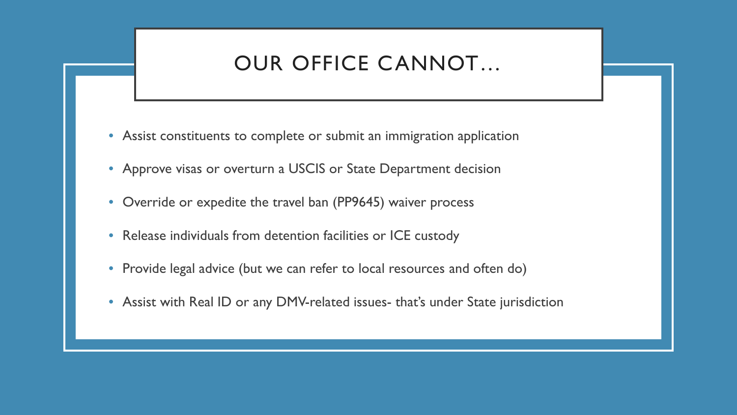# OUR OFFICE CANNOT…

- Assist constituents to complete or submit an immigration application
- Approve visas or overturn a USCIS or State Department decision
- Override or expedite the travel ban (PP9645) waiver process
- Release individuals from detention facilities or ICE custody
- Provide legal advice (but we can refer to local resources and often do)
- Assist with Real ID or any DMV-related issues- that's under State jurisdiction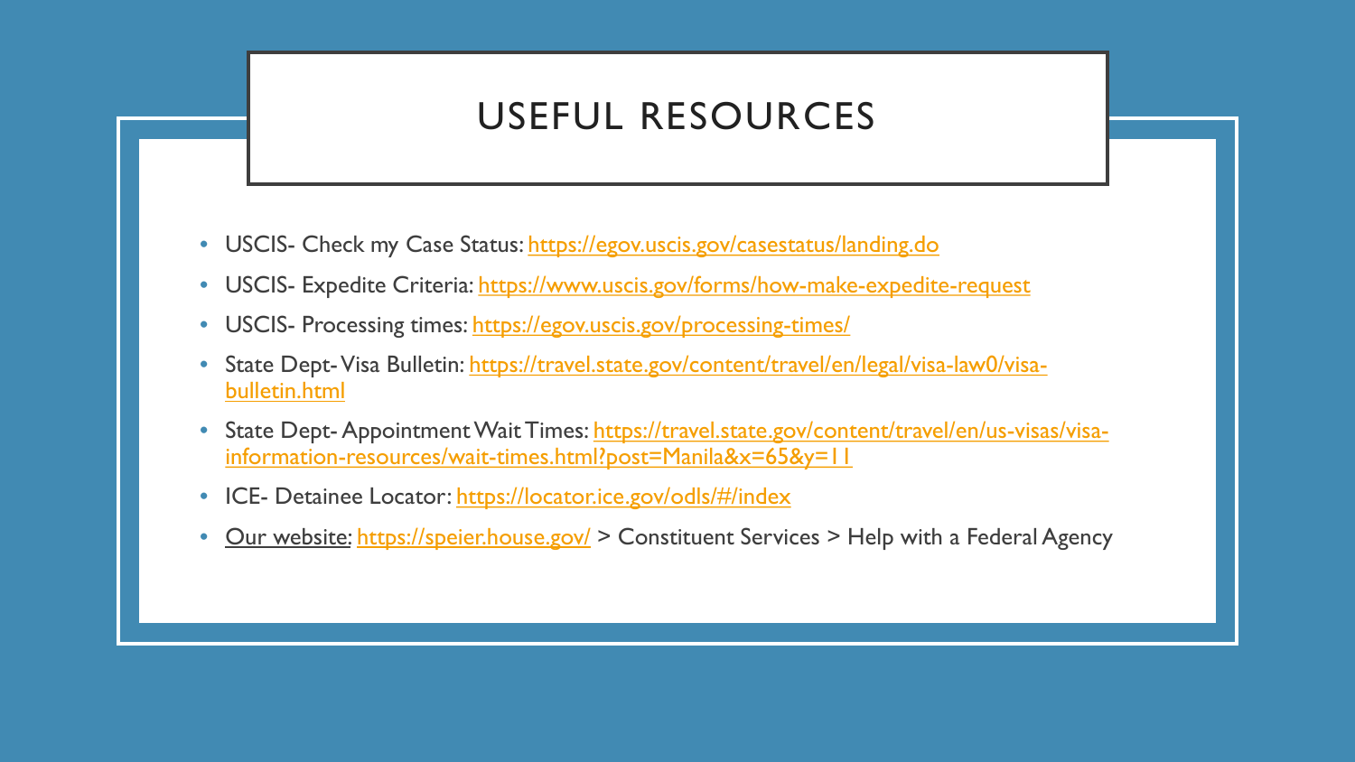# USEFUL RESOURCES

- USCIS- Check my Case Status: https://egov.uscis.gov/casestatus/landing.do
- USCIS- Expedite Criteria: https://www.uscis.gov/forms/how-make-expedite-request
- USCIS- Processing times: https://egov.uscis.gov/processing-times/
- State Dept- Visa Bulletin: https://travel.state.gov/content/travel/en/legal/visa-law0/visa-bulletin.html
- State Dept- Appointment Wait Times: https://travel.state.gov/content/travel/en/us-visas/visa-information-resources/wait-times.html?post=Manila&x=65&y=11
- ICE- Detainee Locator: https://locator.ice.gov/odls/#/index
- Our website: https://speier.house.gov/ > Constituent Services > Help with a Federal Agency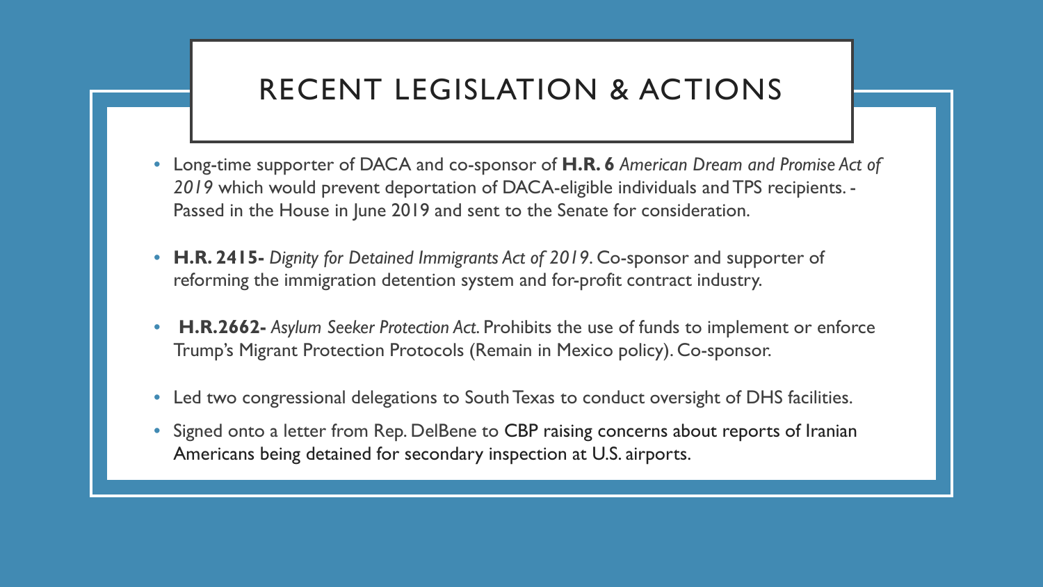# RECENT LEGISLATION & ACTIONS

- Long-time supporter of DACA and co-sponsor of **H.R. 6** *American Dream and Promise Act of 2019* which would prevent deportation of DACA-eligible individuals and TPS recipients. - Passed in the House in June 2019 and sent to the Senate for consideration.
- **H.R. 2415-** *Dignity for Detained Immigrants Act of 2019*. Co-sponsor and supporter of reforming the immigration detention system and for-profit contract industry.
- **H.R.2662-** *Asylum Seeker Protection Act*. Prohibits the use of funds to implement or enforce Trump's Migrant Protection Protocols (Remain in Mexico policy). Co-sponsor.
- Led two congressional delegations to South Texas to conduct oversight of DHS facilities.
- Signed onto a letter from Rep. DelBene to CBP raising concerns about reports of Iranian Americans being detained for secondary inspection at U.S. airports.